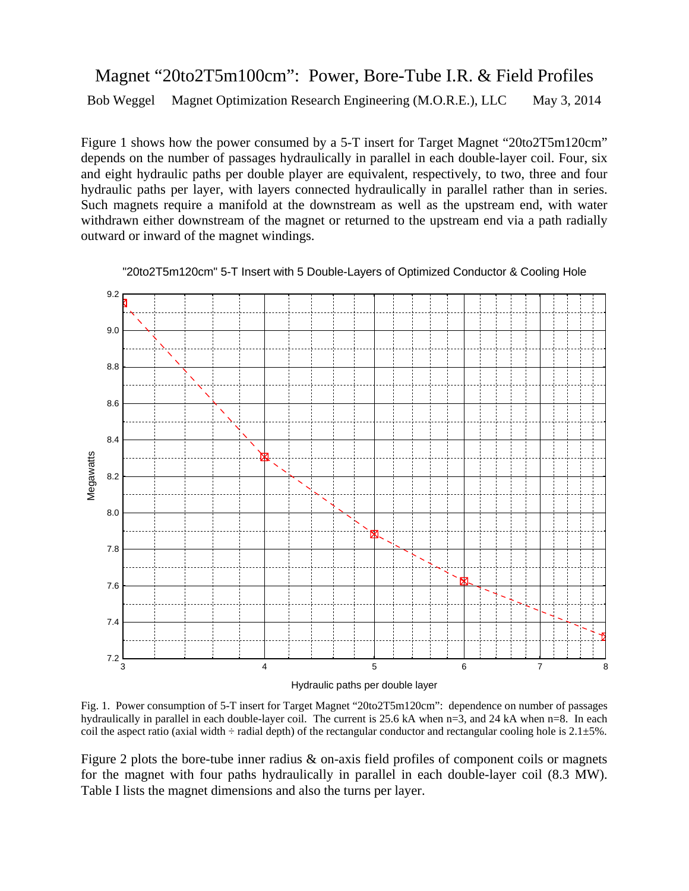# Magnet “20to2T5m100cm”: Power, Bore-Tube I.R. & Field Profiles

Bob Weggel    Magnet Optimization Research Engineering (M.O.R.E.), LLC    May 3, 2014

Figure 1 shows how the power consumed by a 5-T insert for Target Magnet “20to2T5m120cm” depends on the number of passages hydraulically in parallel in each double-layer coil. Four, six and eight hydraulic paths per double player are equivalent, respectively, to two, three and four hydraulic paths per layer, with layers connected hydraulically in parallel rather than in series. Such magnets require a manifold at the downstream as well as the upstream end, with water withdrawn either downstream of the magnet or returned to the upstream end via a path radially outward or inward of the magnet windings.

Fig. 1. Power consumption of 5-T insert for Target Magnet “20to2T5m120cm”: dependence on number of passages hydraulically in parallel in each double-layer coil. The current is 25.6 kA when n=3, and 24 kA when n=8. In each coil the aspect ratio (axial width ÷ radial depth) of the rectangular conductor and rectangular cooling hole is 2.1±5%.

Figure 2 plots the bore-tube inner radius & on-axis field profiles of component coils or magnets for the magnet with four paths hydraulically in parallel in each double-layer coil (8.3 MW). Table I lists the magnet dimensions and also the turns per layer.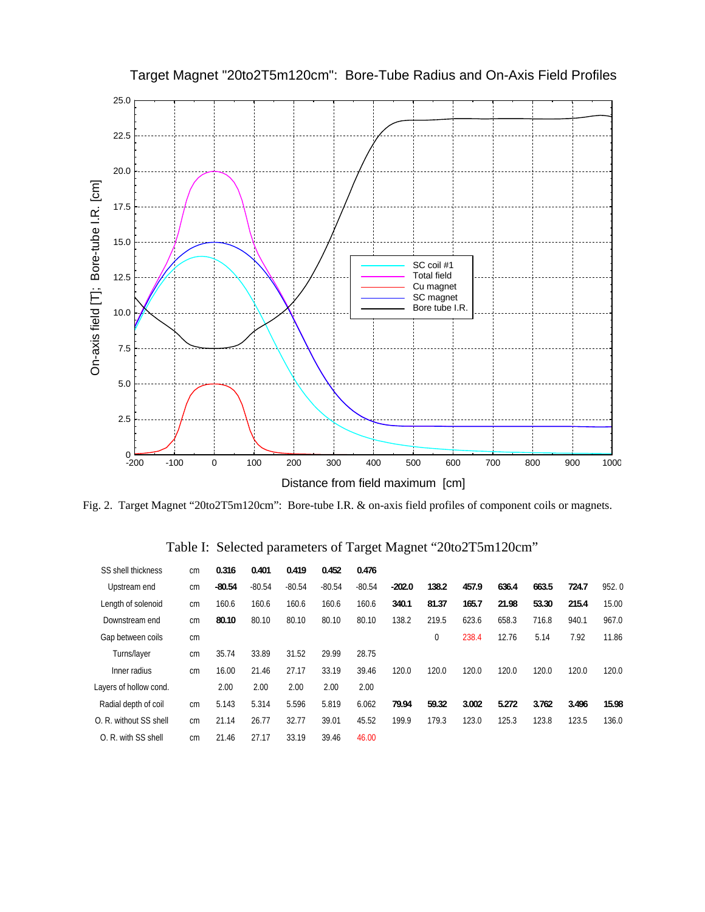Target Magnet "20to2T5m120cm": Bore-Tube Radius and On-Axis Field Profiles

On-axis field [T]; Bore-tube I.R. [cm]

25.0
22.5
20.0
17.5
15.0
12.5
10.0
7.5
5.0
2.5
0

-200 -100 0 100 200 300 400 500 600 700 800 900 1000

Distance from field maximum [cm]

SC coil #1
Total field
Cu magnet
SC magnet
Bore tube I.R.

Fig. 2. Target Magnet "20to2T5m120cm": Bore-tube I.R. & on-axis field profiles of component coils or magnets.

Table I: Selected parameters of Target Magnet "20to2T5m120cm"

| | | | | | | | | | | | | | |
|---|---|---|---|---|---|---|---|---|---|---|---|---|---|
| SS shell thickness | cm | **0.316** | **0.401** | **0.419** | **0.452** | **0.476** | | | | | | | |
| Upstream end | cm | **-80.54** | -80.54 | -80.54 | -80.54 | -80.54 | **-202.0** | **138.2** | **457.9** | **636.4** | **663.5** | **724.7** | 952. 0 |
| Length of solenoid | cm | 160.6 | 160.6 | 160.6 | 160.6 | 160.6 | **340.1** | **81.37** | **165.7** | **21.98** | **53.30** | **215.4** | 15.00 |
| Downstream end | cm | **80.10** | 80.10 | 80.10 | 80.10 | 80.10 | 138.2 | 219.5 | 623.6 | 658.3 | 716.8 | 940.1 | 967.0 |
| Gap between coils | cm | | | | | | | 0 | 238.4 | 12.76 | 5.14 | 7.92 | 11.86 |
| Turns/layer | cm | 35.74 | 33.89 | 31.52 | 29.99 | 28.75 | | | | | | | |
| Inner radius | cm | 16.00 | 21.46 | 27.17 | 33.19 | 39.46 | 120.0 | 120.0 | 120.0 | 120.0 | 120.0 | 120.0 | 120.0 |
| Layers of hollow cond. | | 2.00 | 2.00 | 2.00 | 2.00 | 2.00 | | | | | | | |
| Radial depth of coil | cm | 5.143 | 5.314 | 5.596 | 5.819 | 6.062 | **79.94** | **59.32** | **3.002** | **5.272** | **3.762** | **3.496** | **15.98** |
| O. R. without SS shell | cm | 21.14 | 26.77 | 32.77 | 39.01 | 45.52 | 199.9 | 179.3 | 123.0 | 125.3 | 123.8 | 123.5 | 136.0 |
| O. R. with SS shell | cm | 21.46 | 27.17 | 33.19 | 39.46 | 46.00 | | | | | | | |